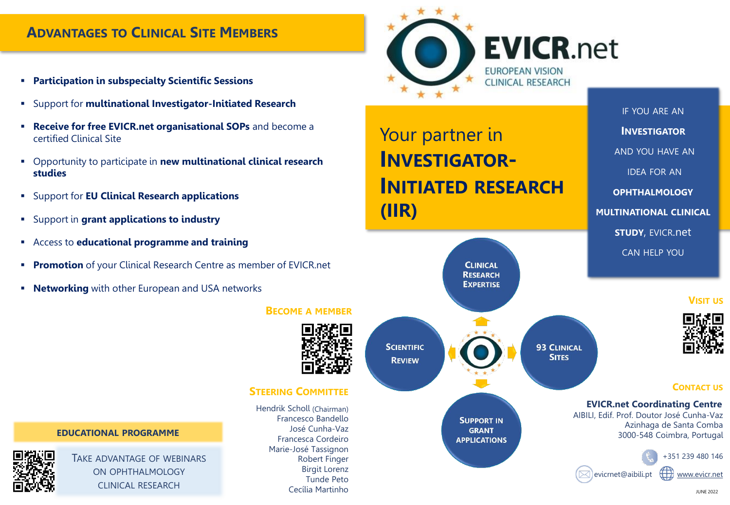## Advantages to Clinical Site Members

- **Participation in subspecialty Scientific Sessions**
- Support for **multinational Investigator-Initiated Research**
- **Receive for free EVICR.net organisational SOPs** and become a certified Clinical Site
- Opportunity to participate in **new multinational clinical research studies**
- Support for **EU Clinical Research applications**
- Support in **grant applications to industry**
- Access to **educational programme and training**
- **Promotion** of your Clinical Research Centre as member of EVICR.net
- **Networking** with other European and USA networks

### Become a member

### Steering Committee

Hendrik Scholl (Chairman)
Francesco Bandello
José Cunha-Vaz
Francesca Cordeiro
Marie-José Tassignon
Robert Finger
Birgit Lorenz
Tunde Peto
Cecília Martinho

### Educational Programme

TAKE ADVANTAGE OF WEBINARS ON OPHTHALMOLOGY CLINICAL RESEARCH

# EVICR.net

EUROPEAN VISION CLINICAL RESEARCH

## Your partner in INVESTIGATOR-INITIATED RESEARCH (IIR)

IF YOU ARE AN **INVESTIGATOR** AND YOU HAVE AN IDEA FOR AN **OPHTHALMOLOGY MULTINATIONAL CLINICAL STUDY**, EVICR.net CAN HELP YOU

- Clinical Research Expertise
- Scientific Review
- 93 Clinical Sites
- Support in Grant Applications

### Visit us

### Contact us

**EVICR.net Coordinating Centre**
AIBILI, Edif. Prof. Doutor José Cunha-Vaz
Azinhaga de Santa Comba
3000-548 Coimbra, Portugal

+351 239 480 146

evicrnet@aibili.pt

www.evicr.net

JUNE 2022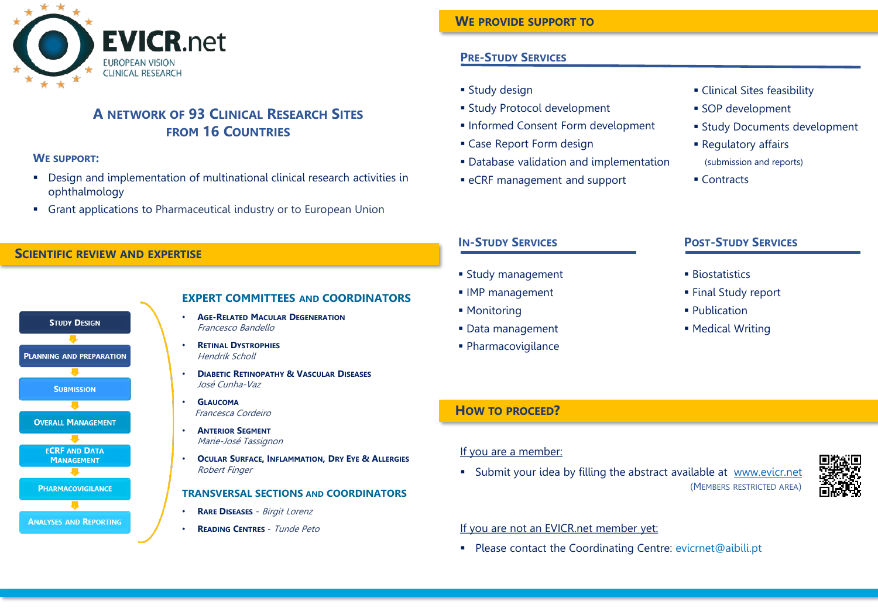# EVICR.net

EUROPEAN VISION CLINICAL RESEARCH

## A NETWORK OF 93 CLINICAL RESEARCH SITES FROM 16 COUNTRIES

### WE SUPPORT:

- Design and implementation of multinational clinical research activities in ophthalmology
- Grant applications to Pharmaceutical industry or to European Union

## SCIENTIFIC REVIEW AND EXPERTISE

Study Design
Planning and preparation
Submission
Overall Management
eCRF and Data Management
Pharmacovigilance
Analyses and Reporting

### EXPERT COMMITTEES AND COORDINATORS

- **AGE-RELATED MACULAR DEGENERATION**
  *Francesco Bandello*
- **RETINAL DYSTROPHIES**
  *Hendrik Scholl*
- **DIABETIC RETINOPATHY & VASCULAR DISEASES**
  *José Cunha-Vaz*
- **GLAUCOMA**
  *Francesca Cordeiro*
- **ANTERIOR SEGMENT**
  *Marie-José Tassignon*
- **OCULAR SURFACE, INFLAMMATION, DRY EYE & ALLERGIES**
  *Robert Finger*

### TRANSVERSAL SECTIONS AND COORDINATORS

- **RARE DISEASES** - *Birgit Lorenz*
- **READING CENTRES** - *Tunde Peto*

## WE PROVIDE SUPPORT TO

### PRE-STUDY SERVICES

- Study design
- Study Protocol development
- Informed Consent Form development
- Case Report Form design
- Database validation and implementation
- eCRF management and support
- Clinical Sites feasibility
- SOP development
- Study Documents development
- Regulatory affairs (submission and reports)
- Contracts

### IN-STUDY SERVICES

- Study management
- IMP management
- Monitoring
- Data management
- Pharmacovigilance

### POST-STUDY SERVICES

- Biostatistics
- Final Study report
- Publication
- Medical Writing

## HOW TO PROCEED?

If you are a member:

- Submit your idea by filling the abstract available at www.evicr.net (MEMBERS RESTRICTED AREA)

If you are not an EVICR.net member yet:

- Please contact the Coordinating Centre: evicrnet@aibili.pt